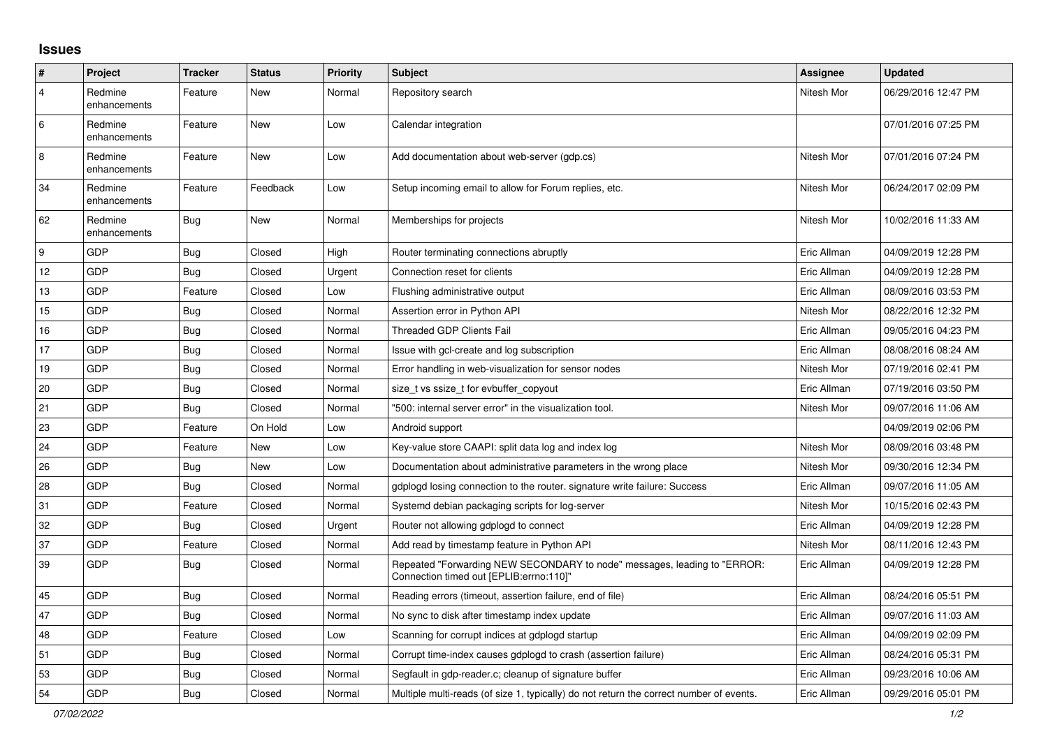# Issues

| # | Project | Tracker | Status | Priority | Subject | Assignee | Updated |
|---|---|---|---|---|---|---|---|
| 4 | Redmine enhancements | Feature | New | Normal | Repository search | Nitesh Mor | 06/29/2016 12:47 PM |
| 6 | Redmine enhancements | Feature | New | Low | Calendar integration | | 07/01/2016 07:25 PM |
| 8 | Redmine enhancements | Feature | New | Low | Add documentation about web-server (gdp.cs) | Nitesh Mor | 07/01/2016 07:24 PM |
| 34 | Redmine enhancements | Feature | Feedback | Low | Setup incoming email to allow for Forum replies, etc. | Nitesh Mor | 06/24/2017 02:09 PM |
| 62 | Redmine enhancements | Bug | New | Normal | Memberships for projects | Nitesh Mor | 10/02/2016 11:33 AM |
| 9 | GDP | Bug | Closed | High | Router terminating connections abruptly | Eric Allman | 04/09/2019 12:28 PM |
| 12 | GDP | Bug | Closed | Urgent | Connection reset for clients | Eric Allman | 04/09/2019 12:28 PM |
| 13 | GDP | Feature | Closed | Low | Flushing administrative output | Eric Allman | 08/09/2016 03:53 PM |
| 15 | GDP | Bug | Closed | Normal | Assertion error in Python API | Nitesh Mor | 08/22/2016 12:32 PM |
| 16 | GDP | Bug | Closed | Normal | Threaded GDP Clients Fail | Eric Allman | 09/05/2016 04:23 PM |
| 17 | GDP | Bug | Closed | Normal | Issue with gcl-create and log subscription | Eric Allman | 08/08/2016 08:24 AM |
| 19 | GDP | Bug | Closed | Normal | Error handling in web-visualization for sensor nodes | Nitesh Mor | 07/19/2016 02:41 PM |
| 20 | GDP | Bug | Closed | Normal | size_t vs ssize_t for evbuffer_copyout | Eric Allman | 07/19/2016 03:50 PM |
| 21 | GDP | Bug | Closed | Normal | "500: internal server error" in the visualization tool. | Nitesh Mor | 09/07/2016 11:06 AM |
| 23 | GDP | Feature | On Hold | Low | Android support | | 04/09/2019 02:06 PM |
| 24 | GDP | Feature | New | Low | Key-value store CAAPI: split data log and index log | Nitesh Mor | 08/09/2016 03:48 PM |
| 26 | GDP | Bug | New | Low | Documentation about administrative parameters in the wrong place | Nitesh Mor | 09/30/2016 12:34 PM |
| 28 | GDP | Bug | Closed | Normal | gdplogd losing connection to the router. signature write failure: Success | Eric Allman | 09/07/2016 11:05 AM |
| 31 | GDP | Feature | Closed | Normal | Systemd debian packaging scripts for log-server | Nitesh Mor | 10/15/2016 02:43 PM |
| 32 | GDP | Bug | Closed | Urgent | Router not allowing gdplogd to connect | Eric Allman | 04/09/2019 12:28 PM |
| 37 | GDP | Feature | Closed | Normal | Add read by timestamp feature in Python API | Nitesh Mor | 08/11/2016 12:43 PM |
| 39 | GDP | Bug | Closed | Normal | Repeated "Forwarding NEW SECONDARY to node" messages, leading to "ERROR: Connection timed out [EPLIB:errno:110]" | Eric Allman | 04/09/2019 12:28 PM |
| 45 | GDP | Bug | Closed | Normal | Reading errors (timeout, assertion failure, end of file) | Eric Allman | 08/24/2016 05:51 PM |
| 47 | GDP | Bug | Closed | Normal | No sync to disk after timestamp index update | Eric Allman | 09/07/2016 11:03 AM |
| 48 | GDP | Feature | Closed | Low | Scanning for corrupt indices at gdplogd startup | Eric Allman | 04/09/2019 02:09 PM |
| 51 | GDP | Bug | Closed | Normal | Corrupt time-index causes gdplogd to crash (assertion failure) | Eric Allman | 08/24/2016 05:31 PM |
| 53 | GDP | Bug | Closed | Normal | Segfault in gdp-reader.c; cleanup of signature buffer | Eric Allman | 09/23/2016 10:06 AM |
| 54 | GDP | Bug | Closed | Normal | Multiple multi-reads (of size 1, typically) do not return the correct number of events. | Eric Allman | 09/29/2016 05:01 PM |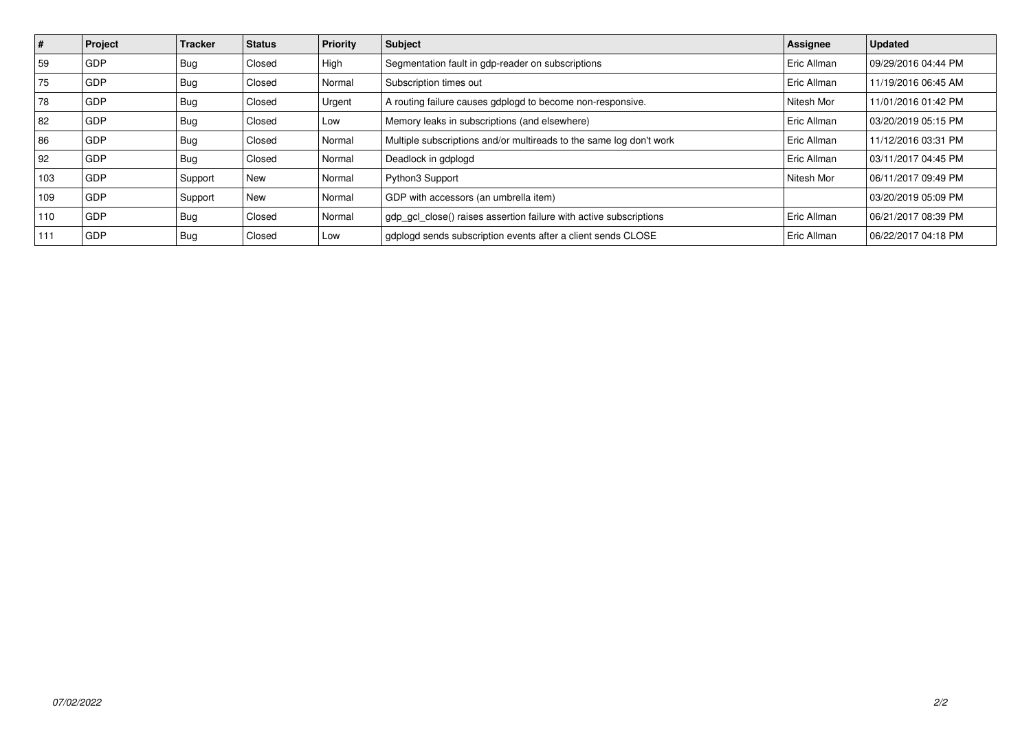| # | Project | Tracker | Status | Priority | Subject | Assignee | Updated |
|---|---|---|---|---|---|---|---|
| 59 | GDP | Bug | Closed | High | Segmentation fault in gdp-reader on subscriptions | Eric Allman | 09/29/2016 04:44 PM |
| 75 | GDP | Bug | Closed | Normal | Subscription times out | Eric Allman | 11/19/2016 06:45 AM |
| 78 | GDP | Bug | Closed | Urgent | A routing failure causes gdplogd to become non-responsive. | Nitesh Mor | 11/01/2016 01:42 PM |
| 82 | GDP | Bug | Closed | Low | Memory leaks in subscriptions (and elsewhere) | Eric Allman | 03/20/2019 05:15 PM |
| 86 | GDP | Bug | Closed | Normal | Multiple subscriptions and/or multireads to the same log don't work | Eric Allman | 11/12/2016 03:31 PM |
| 92 | GDP | Bug | Closed | Normal | Deadlock in gdplogd | Eric Allman | 03/11/2017 04:45 PM |
| 103 | GDP | Support | New | Normal | Python3 Support | Nitesh Mor | 06/11/2017 09:49 PM |
| 109 | GDP | Support | New | Normal | GDP with accessors (an umbrella item) | | 03/20/2019 05:09 PM |
| 110 | GDP | Bug | Closed | Normal | gdp_gcl_close() raises assertion failure with active subscriptions | Eric Allman | 06/21/2017 08:39 PM |
| 111 | GDP | Bug | Closed | Low | gdplogd sends subscription events after a client sends CLOSE | Eric Allman | 06/22/2017 04:18 PM |